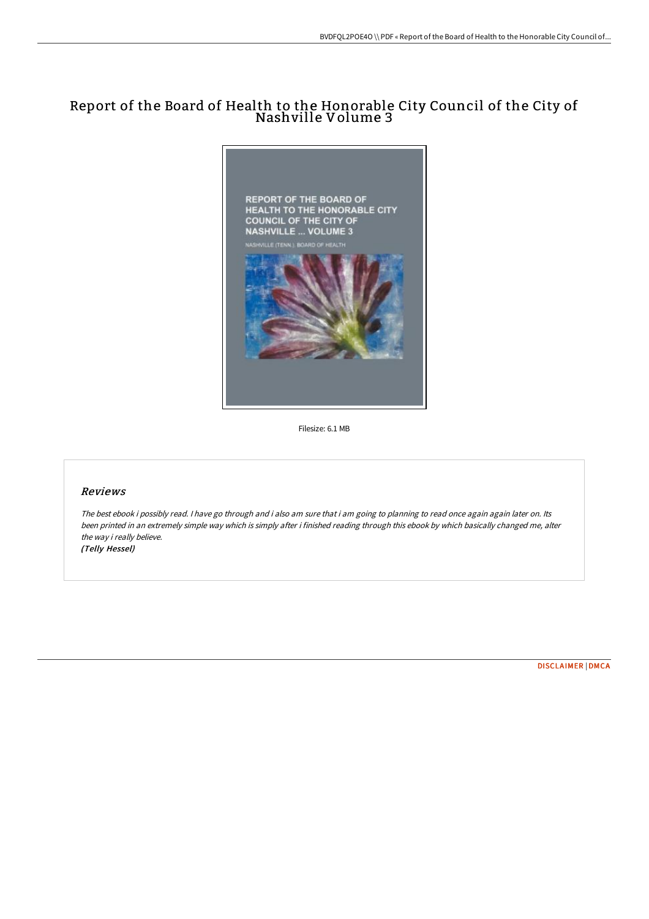# Report of the Board of Health to the Honorable City Council of the City of Nashville Volume 3

Filesize: 6.1 MB

## *Reviews*

*The best ebook i possibly read. I have go through and i also am sure that i am going to planning to read once again again later on. Its been printed in an extremely simple way which is simply after i finished reading through this ebook by which basically changed me, alter the way i really believe.*
*(Telly Hessel)*

DISCLAIMER | DMCA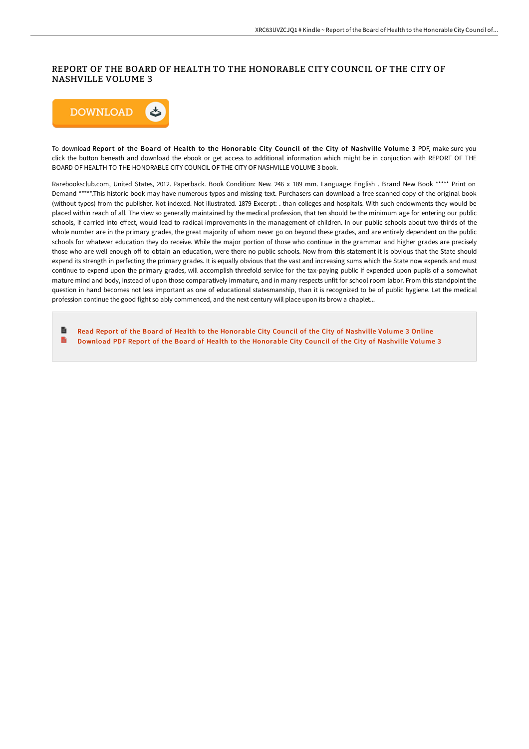# REPORT OF THE BOARD OF HEALTH TO THE HONORABLE CITY COUNCIL OF THE CITY OF NASHVILLE VOLUME 3

DOWNLOAD

To download **Report of the Board of Health to the Honorable City Council of the City of Nashville Volume 3** PDF, make sure you click the button beneath and download the ebook or get access to additional information which might be in conjuction with REPORT OF THE BOARD OF HEALTH TO THE HONORABLE CITY COUNCIL OF THE CITY OF NASHVILLE VOLUME 3 book.

Rarebooksclub.com, United States, 2012. Paperback. Book Condition: New. 246 x 189 mm. Language: English . Brand New Book ***** Print on Demand *****.This historic book may have numerous typos and missing text. Purchasers can download a free scanned copy of the original book (without typos) from the publisher. Not indexed. Not illustrated. 1879 Excerpt: . than colleges and hospitals. With such endowments they would be placed within reach of all. The view so generally maintained by the medical profession, that ten should be the minimum age for entering our public schools, if carried into effect, would lead to radical improvements in the management of children. In our public schools about two-thirds of the whole number are in the primary grades, the great majority of whom never go on beyond these grades, and are entirely dependent on the public schools for whatever education they do receive. While the major portion of those who continue in the grammar and higher grades are precisely those who are well enough off to obtain an education, were there no public schools. Now from this statement it is obvious that the State should expend its strength in perfecting the primary grades. It is equally obvious that the vast and increasing sums which the State now expends and must continue to expend upon the primary grades, will accomplish threefold service for the tax-paying public if expended upon pupils of a somewhat mature mind and body, instead of upon those comparatively immature, and in many respects unfit for school room labor. From this standpoint the question in hand becomes not less important as one of educational statesmanship, than it is recognized to be of public hygiene. Let the medical profession continue the good fight so ably commenced, and the next century will place upon its brow a chaplet...

- Read Report of the Board of Health to the Honorable City Council of the City of Nashville Volume 3 Online
- Download PDF Report of the Board of Health to the Honorable City Council of the City of Nashville Volume 3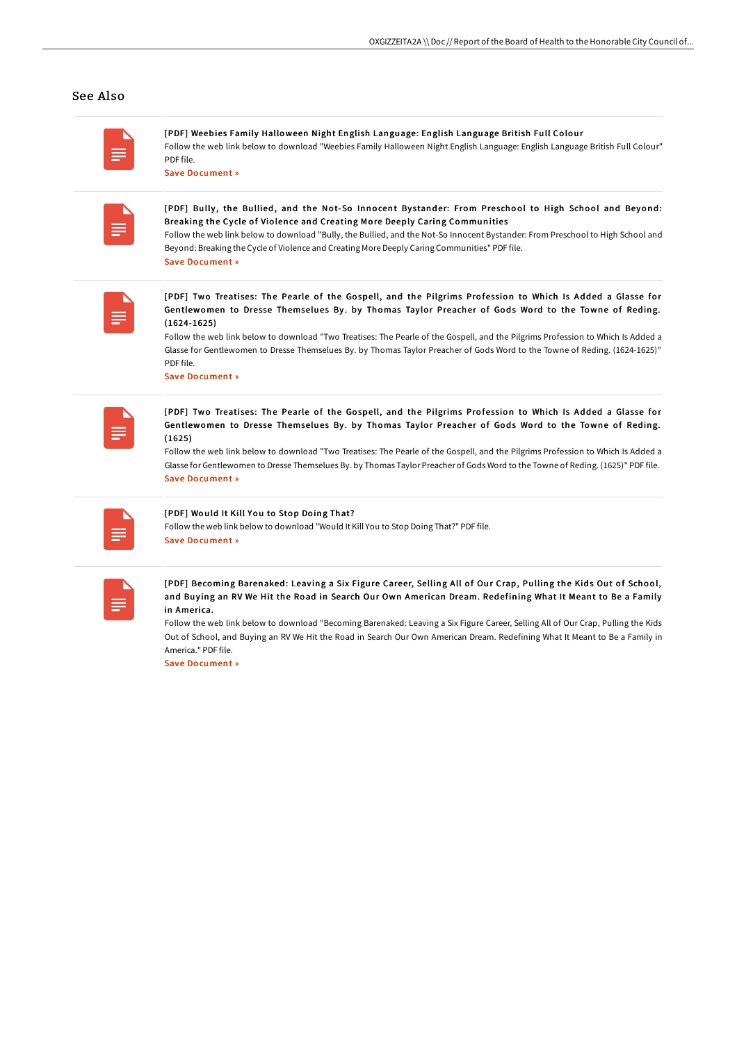## See Also

[PDF] Weebies Family Halloween Night English Language: English Language British Full Colour
Follow the web link below to download "Weebies Family Halloween Night English Language: English Language British Full Colour" PDF file.
Save Document »

[PDF] Bully, the Bullied, and the Not-So Innocent Bystander: From Preschool to High School and Beyond: Breaking the Cycle of Violence and Creating More Deeply Caring Communities
Follow the web link below to download "Bully, the Bullied, and the Not-So Innocent Bystander: From Preschool to High School and Beyond: Breaking the Cycle of Violence and Creating More Deeply Caring Communities" PDF file.
Save Document »

[PDF] Two Treatises: The Pearle of the Gospell, and the Pilgrims Profession to Which Is Added a Glasse for Gentlewomen to Dresse Themselues By. by Thomas Taylor Preacher of Gods Word to the Towne of Reding. (1624-1625)
Follow the web link below to download "Two Treatises: The Pearle of the Gospell, and the Pilgrims Profession to Which Is Added a Glasse for Gentlewomen to Dresse Themselues By. by Thomas Taylor Preacher of Gods Word to the Towne of Reding. (1624-1625)" PDF file.
Save Document »

[PDF] Two Treatises: The Pearle of the Gospell, and the Pilgrims Profession to Which Is Added a Glasse for Gentlewomen to Dresse Themselues By. by Thomas Taylor Preacher of Gods Word to the Towne of Reding. (1625)
Follow the web link below to download "Two Treatises: The Pearle of the Gospell, and the Pilgrims Profession to Which Is Added a Glasse for Gentlewomen to Dresse Themselues By. by Thomas Taylor Preacher of Gods Word to the Towne of Reding. (1625)" PDF file.
Save Document »

[PDF] Would It Kill You to Stop Doing That?
Follow the web link below to download "Would It Kill You to Stop Doing That?" PDF file.
Save Document »

[PDF] Becoming Barenaked: Leaving a Six Figure Career, Selling All of Our Crap, Pulling the Kids Out of School, and Buying an RV We Hit the Road in Search Our Own American Dream. Redefining What It Meant to Be a Family in America.
Follow the web link below to download "Becoming Barenaked: Leaving a Six Figure Career, Selling All of Our Crap, Pulling the Kids Out of School, and Buying an RV We Hit the Road in Search Our Own American Dream. Redefining What It Meant to Be a Family in America." PDF file.
Save Document »